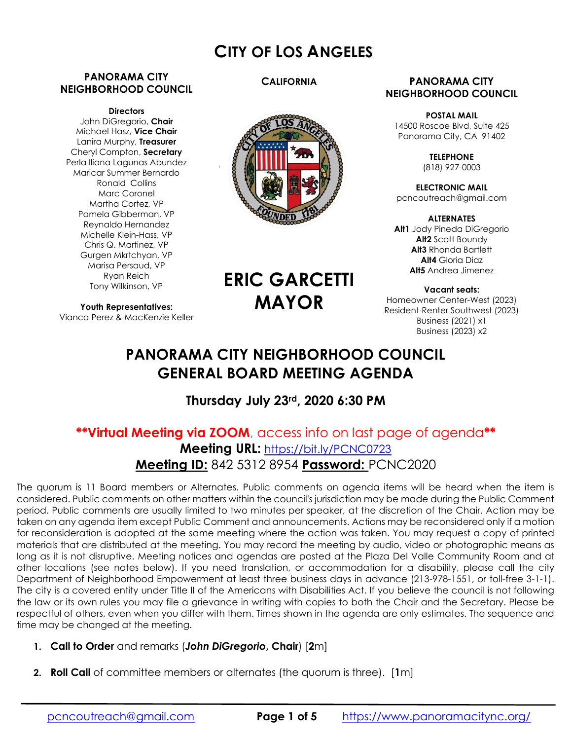# CITY OF LOS ANGELES

**CALIFORNIA**

**ERIC GARCETTI**
**MAYOR**

**PANORAMA CITY NEIGHBORHOOD COUNCIL**

**Directors**
John DiGregorio, **Chair**
Michael Hasz, **Vice Chair**
Lanira Murphy, **Treasurer**
Cheryl Compton, **Secretary**
Perla Iliana Lagunas Abundez
Maricar Summer Bernardo
Ronald Collins
Marc Coronel
Martha Cortez, VP
Pamela Gibberman, VP
Reynaldo Hernandez
Michelle Klein-Hass, VP
Chris Q. Martinez, VP
Gurgen Mkrtchyan, VP
Marisa Persaud, VP
Ryan Reich
Tony Wilkinson, VP

**Youth Representatives:**
Vianca Perez & MacKenzie Keller

**PANORAMA CITY NEIGHBORHOOD COUNCIL**

**POSTAL MAIL**
14500 Roscoe Blvd, Suite 425
Panorama City, CA 91402

**TELEPHONE**
(818) 927-0003

**ELECTRONIC MAIL**
pcncoutreach@gmail.com

**ALTERNATES**
**Alt1** Jody Pineda DiGregorio
**Alt2** Scott Boundy
**Alt3** Rhonda Bartlett
**Alt4** Gloria Diaz
**Alt5** Andrea Jimenez

**Vacant seats:**
Homeowner Center-West (2023)
Resident-Renter Southwest (2023)
Business (2021) x1
Business (2023) x2

## PANORAMA CITY NEIGHBORHOOD COUNCIL GENERAL BOARD MEETING AGENDA

### Thursday July 23rd, 2020 6:30 PM

**\*\*Virtual Meeting via ZOOM**, access info on last page of agenda**\*\***
**Meeting URL:** https://bit.ly/PCNC0723
**Meeting ID:** 842 5312 8954 **Password:** PCNC2020

The quorum is 11 Board members or Alternates. Public comments on agenda items will be heard when the item is considered. Public comments on other matters within the council's jurisdiction may be made during the Public Comment period. Public comments are usually limited to two minutes per speaker, at the discretion of the Chair. Action may be taken on any agenda item except Public Comment and announcements. Actions may be reconsidered only if a motion for reconsideration is adopted at the same meeting where the action was taken. You may request a copy of printed materials that are distributed at the meeting. You may record the meeting by audio, video or photographic means as long as it is not disruptive. Meeting notices and agendas are posted at the Plaza Del Valle Community Room and at other locations (see notes below). If you need translation, or accommodation for a disability, please call the city Department of Neighborhood Empowerment at least three business days in advance (213-978-1551, or toll-free 3-1-1). The city is a covered entity under Title II of the Americans with Disabilities Act. If you believe the council is not following the law or its own rules you may file a grievance in writing with copies to both the Chair and the Secretary. Please be respectful of others, even when you differ with them. Times shown in the agenda are only estimates. The sequence and time may be changed at the meeting.

1. **Call to Order** and remarks (***John DiGregorio*, Chair**) [**2**m]
2. **Roll Call** of committee members or alternates (the quorum is three). [**1**m]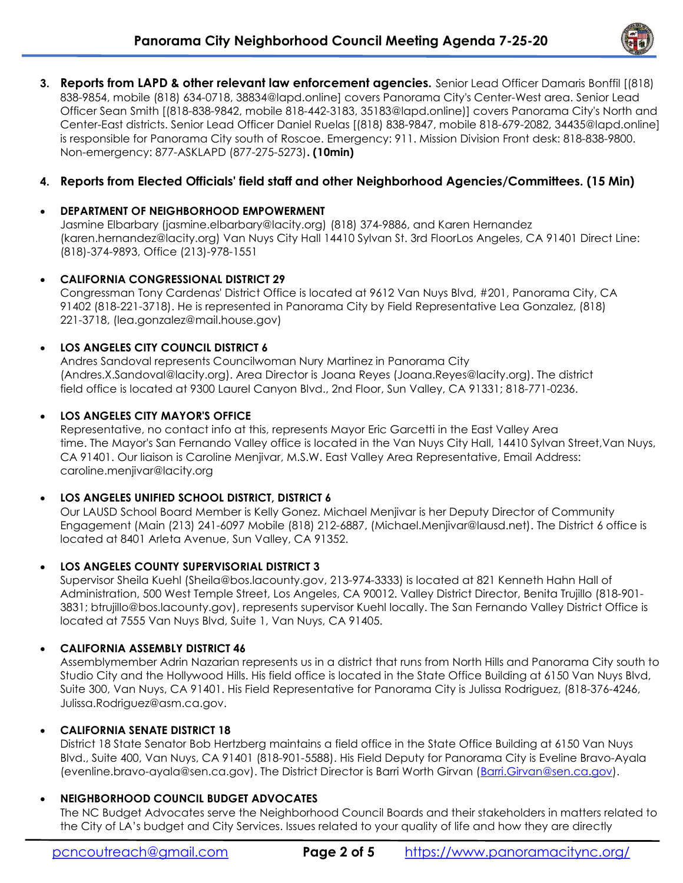3. **Reports from LAPD & other relevant law enforcement agencies.** Senior Lead Officer Damaris Bonffil [(818) 838-9854, mobile (818) 634-0718, 38834@lapd.online] covers Panorama City's Center-West area. Senior Lead Officer Sean Smith [(818-838-9842, mobile 818-442-3183, 35183@lapd.online)] covers Panorama City's North and Center-East districts. Senior Lead Officer Daniel Ruelas [(818) 838-9847, mobile 818-679-2082, 34435@lapd.online] is responsible for Panorama City south of Roscoe. Emergency: 911. Mission Division Front desk: 818-838-9800. Non-emergency: 877-ASKLAPD (877-275-5273)**. (10min)**

4. **Reports from Elected Officials' field staff and other Neighborhood Agencies/Committees. (15 Min)**

- **DEPARTMENT OF NEIGHBORHOOD EMPOWERMENT**
  Jasmine Elbarbary (jasmine.elbarbary@lacity.org) (818) 374-9886, and Karen Hernandez (karen.hernandez@lacity.org) Van Nuys City Hall 14410 Sylvan St. 3rd FloorLos Angeles, CA 91401 Direct Line: (818)-374-9893, Office (213)-978-1551

- **CALIFORNIA CONGRESSIONAL DISTRICT 29**
  Congressman Tony Cardenas' District Office is located at 9612 Van Nuys Blvd, #201, Panorama City, CA 91402 (818-221-3718). He is represented in Panorama City by Field Representative Lea Gonzalez, (818) 221-3718, (lea.gonzalez@mail.house.gov)

- **LOS ANGELES CITY COUNCIL DISTRICT 6**
  Andres Sandoval represents Councilwoman Nury Martinez in Panorama City (Andres.X.Sandoval@lacity.org). Area Director is Joana Reyes (Joana.Reyes@lacity.org). The district field office is located at 9300 Laurel Canyon Blvd., 2nd Floor, Sun Valley, CA 91331; 818-771-0236.

- **LOS ANGELES CITY MAYOR'S OFFICE**
  Representative, no contact info at this, represents Mayor Eric Garcetti in the East Valley Area time. The Mayor's San Fernando Valley office is located in the Van Nuys City Hall, 14410 Sylvan Street,Van Nuys, CA 91401. Our liaison is Caroline Menjivar, M.S.W. East Valley Area Representative, Email Address: caroline.menjivar@lacity.org

- **LOS ANGELES UNIFIED SCHOOL DISTRICT, DISTRICT 6**
  Our LAUSD School Board Member is Kelly Gonez. Michael Menjivar is her Deputy Director of Community Engagement (Main (213) 241-6097 Mobile (818) 212-6887, (Michael.Menjivar@lausd.net). The District 6 office is located at 8401 Arleta Avenue, Sun Valley, CA 91352.

- **LOS ANGELES COUNTY SUPERVISORIAL DISTRICT 3**
  Supervisor Sheila Kuehl (Sheila@bos.lacounty.gov, 213-974-3333) is located at 821 Kenneth Hahn Hall of Administration, 500 West Temple Street, Los Angeles, CA 90012. Valley District Director, Benita Trujillo (818-901-3831; btrujillo@bos.lacounty.gov), represents supervisor Kuehl locally. The San Fernando Valley District Office is located at 7555 Van Nuys Blvd, Suite 1, Van Nuys, CA 91405.

- **CALIFORNIA ASSEMBLY DISTRICT 46**
  Assemblymember Adrin Nazarian represents us in a district that runs from North Hills and Panorama City south to Studio City and the Hollywood Hills. His field office is located in the State Office Building at 6150 Van Nuys Blvd, Suite 300, Van Nuys, CA 91401. His Field Representative for Panorama City is Julissa Rodriguez, (818-376-4246, Julissa.Rodriguez@asm.ca.gov.

- **CALIFORNIA SENATE DISTRICT 18**
  District 18 State Senator Bob Hertzberg maintains a field office in the State Office Building at 6150 Van Nuys Blvd., Suite 400, Van Nuys, CA 91401 (818-901-5588). His Field Deputy for Panorama City is Eveline Bravo-Ayala (evenline.bravo-ayala@sen.ca.gov). The District Director is Barri Worth Girvan (Barri.Girvan@sen.ca.gov).

- **NEIGHBORHOOD COUNCIL BUDGET ADVOCATES**
  The NC Budget Advocates serve the Neighborhood Council Boards and their stakeholders in matters related to the City of LA's budget and City Services. Issues related to your quality of life and how they are directly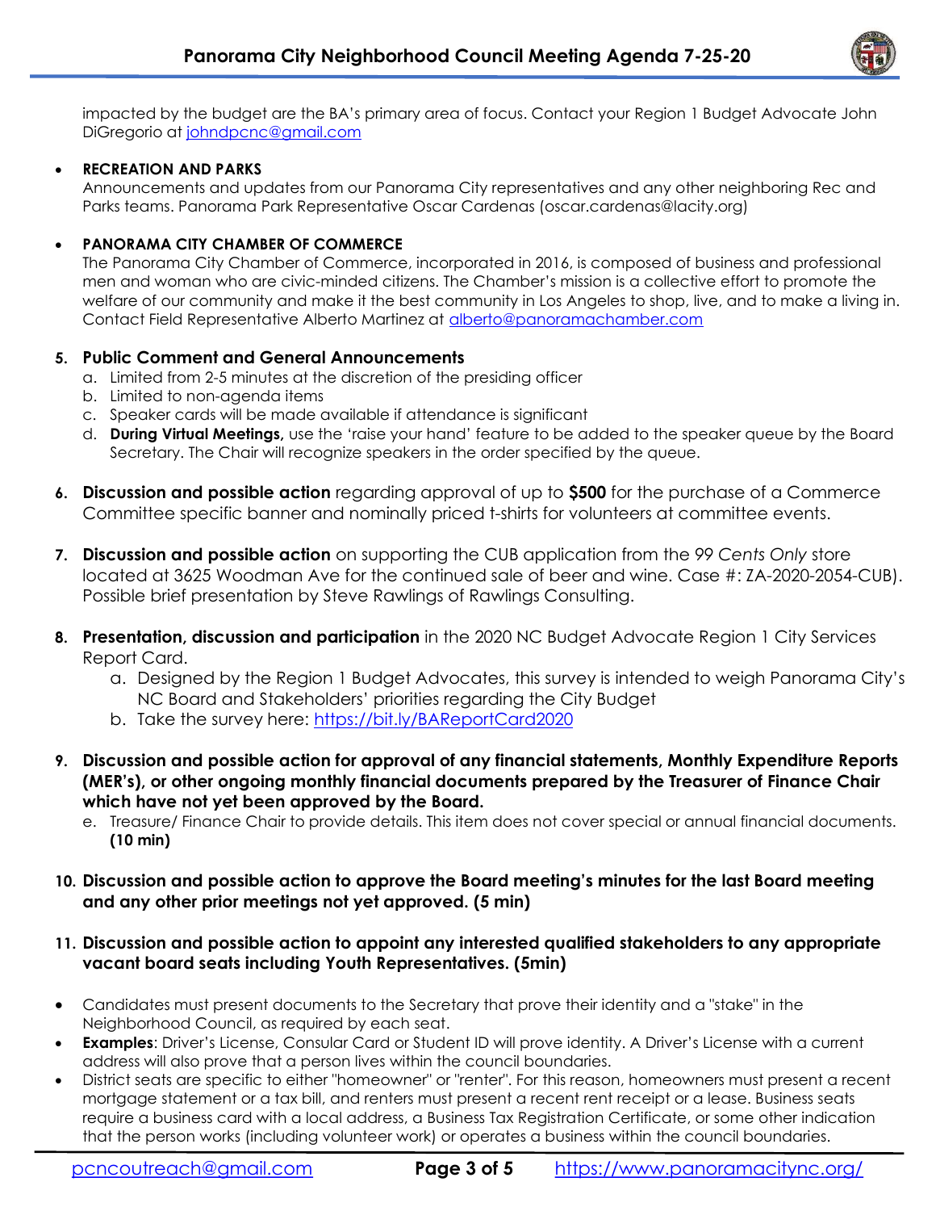impacted by the budget are the BA's primary area of focus. Contact your Region 1 Budget Advocate John DiGregorio at johndpcnc@gmail.com

- **RECREATION AND PARKS**
  Announcements and updates from our Panorama City representatives and any other neighboring Rec and Parks teams. Panorama Park Representative Oscar Cardenas (oscar.cardenas@lacity.org)

- **PANORAMA CITY CHAMBER OF COMMERCE**
  The Panorama City Chamber of Commerce, incorporated in 2016, is composed of business and professional men and woman who are civic-minded citizens. The Chamber's mission is a collective effort to promote the welfare of our community and make it the best community in Los Angeles to shop, live, and to make a living in. Contact Field Representative Alberto Martinez at alberto@panoramachamber.com

5. **Public Comment and General Announcements**
   a. Limited from 2-5 minutes at the discretion of the presiding officer
   b. Limited to non-agenda items
   c. Speaker cards will be made available if attendance is significant
   d. **During Virtual Meetings,** use the 'raise your hand' feature to be added to the speaker queue by the Board Secretary. The Chair will recognize speakers in the order specified by the queue.

6. **Discussion and possible action** regarding approval of up to **$500** for the purchase of a Commerce Committee specific banner and nominally priced t-shirts for volunteers at committee events.

7. **Discussion and possible action** on supporting the CUB application from the 99 *Cents Only* store located at 3625 Woodman Ave for the continued sale of beer and wine. Case #: ZA-2020-2054-CUB). Possible brief presentation by Steve Rawlings of Rawlings Consulting.

8. **Presentation, discussion and participation** in the 2020 NC Budget Advocate Region 1 City Services Report Card.
   a. Designed by the Region 1 Budget Advocates, this survey is intended to weigh Panorama City's NC Board and Stakeholders' priorities regarding the City Budget
   b. Take the survey here: https://bit.ly/BAReportCard2020

9. **Discussion and possible action for approval of any financial statements, Monthly Expenditure Reports (MER's), or other ongoing monthly financial documents prepared by the Treasurer of Finance Chair which have not yet been approved by the Board.**
   e. Treasure/ Finance Chair to provide details. This item does not cover special or annual financial documents. **(10 min)**

10. **Discussion and possible action to approve the Board meeting's minutes for the last Board meeting and any other prior meetings not yet approved. (5 min)**

11. **Discussion and possible action to appoint any interested qualified stakeholders to any appropriate vacant board seats including Youth Representatives. (5min)**

- Candidates must present documents to the Secretary that prove their identity and a "stake" in the Neighborhood Council, as required by each seat.
- **Examples**: Driver's License, Consular Card or Student ID will prove identity. A Driver's License with a current address will also prove that a person lives within the council boundaries.
- District seats are specific to either "homeowner" or "renter". For this reason, homeowners must present a recent mortgage statement or a tax bill, and renters must present a recent rent receipt or a lease. Business seats require a business card with a local address, a Business Tax Registration Certificate, or some other indication that the person works (including volunteer work) or operates a business within the council boundaries.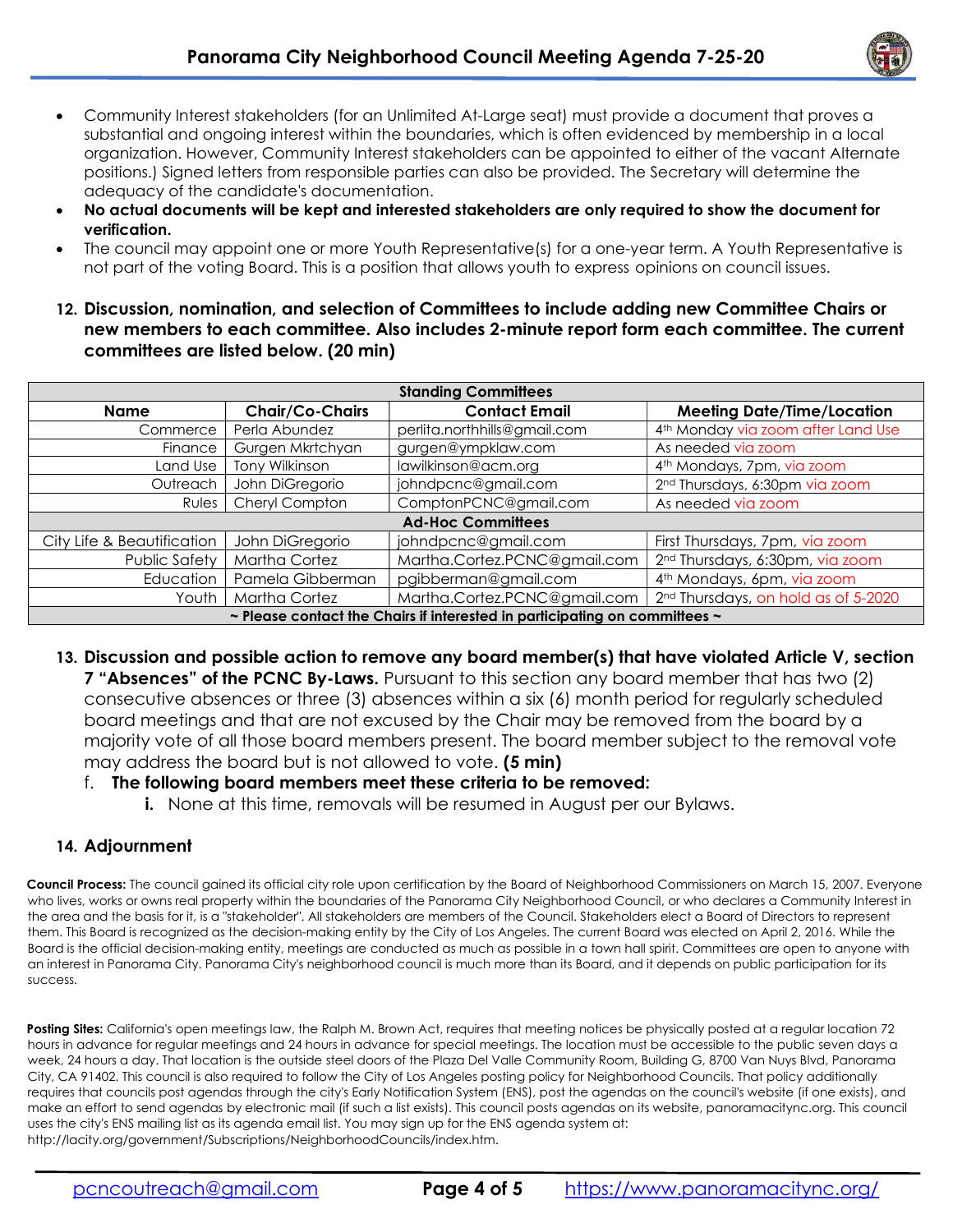- Community Interest stakeholders (for an Unlimited At-Large seat) must provide a document that proves a substantial and ongoing interest within the boundaries, which is often evidenced by membership in a local organization. However, Community Interest stakeholders can be appointed to either of the vacant Alternate positions.) Signed letters from responsible parties can also be provided. The Secretary will determine the adequacy of the candidate's documentation.
- **No actual documents will be kept and interested stakeholders are only required to show the document for verification.**
- The council may appoint one or more Youth Representative(s) for a one-year term. A Youth Representative is not part of the voting Board. This is a position that allows youth to express opinions on council issues.

12. **Discussion, nomination, and selection of Committees to include adding new Committee Chairs or new members to each committee. Also includes 2-minute report form each committee. The current committees are listed below. (20 min)**

| Standing Committees | | | |
|---|---|---|---|
| **Name** | **Chair/Co-Chairs** | **Contact Email** | **Meeting Date/Time/Location** |
| Commerce | Perla Abundez | perlita.northhills@gmail.com | 4th Monday via zoom after Land Use |
| Finance | Gurgen Mkrtchyan | gurgen@ympklaw.com | As needed via zoom |
| Land Use | Tony Wilkinson | lawilkinson@acm.org | 4th Mondays, 7pm, via zoom |
| Outreach | John DiGregorio | johndpcnc@gmail.com | 2nd Thursdays, 6:30pm via zoom |
| Rules | Cheryl Compton | ComptonPCNC@gmail.com | As needed via zoom |
| **Ad-Hoc Committees** | | | |
| City Life & Beautification | John DiGregorio | johndpcnc@gmail.com | First Thursdays, 7pm, via zoom |
| Public Safety | Martha Cortez | Martha.Cortez.PCNC@gmail.com | 2nd Thursdays, 6:30pm, via zoom |
| Education | Pamela Gibberman | pgibberman@gmail.com | 4th Mondays, 6pm, via zoom |
| Youth | Martha Cortez | Martha.Cortez.PCNC@gmail.com | 2nd Thursdays, on hold as of 5-2020 |
| **~ Please contact the Chairs if interested in participating on committees ~** | | | |

13. **Discussion and possible action to remove any board member(s) that have violated Article V, section 7 "Absences" of the PCNC By-Laws.** Pursuant to this section any board member that has two (2) consecutive absences or three (3) absences within a six (6) month period for regularly scheduled board meetings and that are not excused by the Chair may be removed from the board by a majority vote of all those board members present. The board member subject to the removal vote may address the board but is not allowed to vote. **(5 min)**
    f. **The following board members meet these criteria to be removed:**
        i. None at this time, removals will be resumed in August per our Bylaws.

14. **Adjournment**

**Council Process:** The council gained its official city role upon certification by the Board of Neighborhood Commissioners on March 15, 2007. Everyone who lives, works or owns real property within the boundaries of the Panorama City Neighborhood Council, or who declares a Community Interest in the area and the basis for it, is a "stakeholder". All stakeholders are members of the Council. Stakeholders elect a Board of Directors to represent them. This Board is recognized as the decision-making entity by the City of Los Angeles. The current Board was elected on April 2, 2016. While the Board is the official decision-making entity, meetings are conducted as much as possible in a town hall spirit. Committees are open to anyone with an interest in Panorama City. Panorama City's neighborhood council is much more than its Board, and it depends on public participation for its success.

**Posting Sites:** California's open meetings law, the Ralph M. Brown Act, requires that meeting notices be physically posted at a regular location 72 hours in advance for regular meetings and 24 hours in advance for special meetings. The location must be accessible to the public seven days a week, 24 hours a day. That location is the outside steel doors of the Plaza Del Valle Community Room, Building G, 8700 Van Nuys Blvd, Panorama City, CA 91402. This council is also required to follow the City of Los Angeles posting policy for Neighborhood Councils. That policy additionally requires that councils post agendas through the city's Early Notification System (ENS), post the agendas on the council's website (if one exists), and make an effort to send agendas by electronic mail (if such a list exists). This council posts agendas on its website, panoramacitync.org. This council uses the city's ENS mailing list as its agenda email list. You may sign up for the ENS agenda system at: http://lacity.org/government/Subscriptions/NeighborhoodCouncils/index.htm.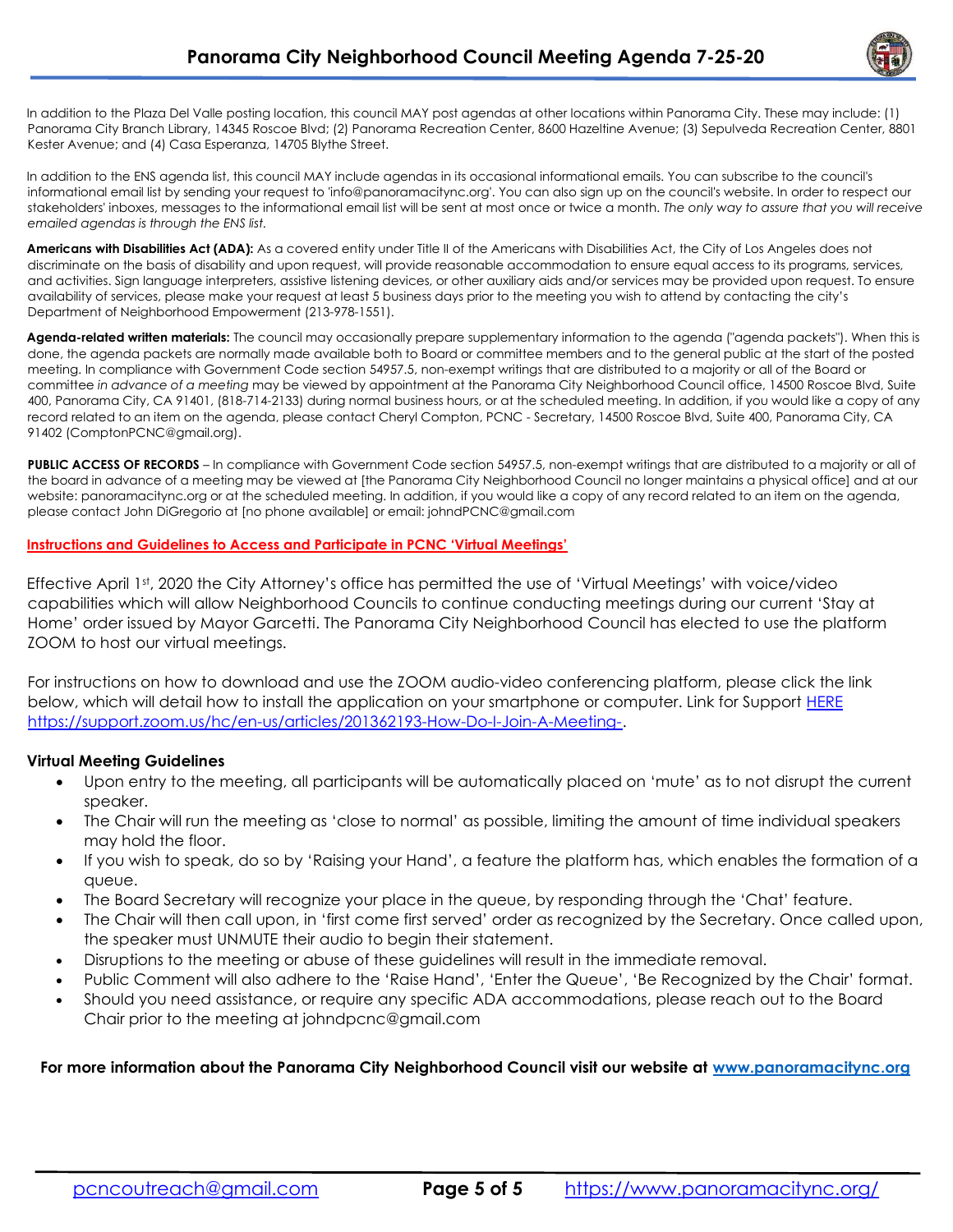In addition to the Plaza Del Valle posting location, this council MAY post agendas at other locations within Panorama City. These may include: (1) Panorama City Branch Library, 14345 Roscoe Blvd; (2) Panorama Recreation Center, 8600 Hazeltine Avenue; (3) Sepulveda Recreation Center, 8801 Kester Avenue; and (4) Casa Esperanza, 14705 Blythe Street.

In addition to the ENS agenda list, this council MAY include agendas in its occasional informational emails. You can subscribe to the council's informational email list by sending your request to 'info@panoramacitync.org'. You can also sign up on the council's website. In order to respect our stakeholders' inboxes, messages to the informational email list will be sent at most once or twice a month. *The only way to assure that you will receive emailed agendas is through the ENS list.*

**Americans with Disabilities Act (ADA):** As a covered entity under Title II of the Americans with Disabilities Act, the City of Los Angeles does not discriminate on the basis of disability and upon request, will provide reasonable accommodation to ensure equal access to its programs, services, and activities. Sign language interpreters, assistive listening devices, or other auxiliary aids and/or services may be provided upon request. To ensure availability of services, please make your request at least 5 business days prior to the meeting you wish to attend by contacting the city's Department of Neighborhood Empowerment (213-978-1551).

**Agenda-related written materials:** The council may occasionally prepare supplementary information to the agenda ("agenda packets"). When this is done, the agenda packets are normally made available both to Board or committee members and to the general public at the start of the posted meeting. In compliance with Government Code section 54957.5, non-exempt writings that are distributed to a majority or all of the Board or committee *in advance of a meeting* may be viewed by appointment at the Panorama City Neighborhood Council office, 14500 Roscoe Blvd, Suite 400, Panorama City, CA 91401, (818-714-2133) during normal business hours, or at the scheduled meeting. In addition, if you would like a copy of any record related to an item on the agenda, please contact Cheryl Compton, PCNC - Secretary, 14500 Roscoe Blvd, Suite 400, Panorama City, CA 91402 (ComptonPCNC@gmail.org).

**PUBLIC ACCESS OF RECORDS** – In compliance with Government Code section 54957.5, non-exempt writings that are distributed to a majority or all of the board in advance of a meeting may be viewed at [the Panorama City Neighborhood Council no longer maintains a physical office] and at our website: panoramacitync.org or at the scheduled meeting. In addition, if you would like a copy of any record related to an item on the agenda, please contact John DiGregorio at [no phone available] or email: johndPCNC@gmail.com

**Instructions and Guidelines to Access and Participate in PCNC 'Virtual Meetings'**

Effective April 1st, 2020 the City Attorney's office has permitted the use of 'Virtual Meetings' with voice/video capabilities which will allow Neighborhood Councils to continue conducting meetings during our current 'Stay at Home' order issued by Mayor Garcetti. The Panorama City Neighborhood Council has elected to use the platform ZOOM to host our virtual meetings.

For instructions on how to download and use the ZOOM audio-video conferencing platform, please click the link below, which will detail how to install the application on your smartphone or computer. Link for Support HERE https://support.zoom.us/hc/en-us/articles/201362193-How-Do-I-Join-A-Meeting-.

**Virtual Meeting Guidelines**

- Upon entry to the meeting, all participants will be automatically placed on 'mute' as to not disrupt the current speaker.
- The Chair will run the meeting as 'close to normal' as possible, limiting the amount of time individual speakers may hold the floor.
- If you wish to speak, do so by 'Raising your Hand', a feature the platform has, which enables the formation of a queue.
- The Board Secretary will recognize your place in the queue, by responding through the 'Chat' feature.
- The Chair will then call upon, in 'first come first served' order as recognized by the Secretary. Once called upon, the speaker must UNMUTE their audio to begin their statement.
- Disruptions to the meeting or abuse of these guidelines will result in the immediate removal.
- Public Comment will also adhere to the 'Raise Hand', 'Enter the Queue', 'Be Recognized by the Chair' format.
- Should you need assistance, or require any specific ADA accommodations, please reach out to the Board Chair prior to the meeting at johndpcnc@gmail.com

**For more information about the Panorama City Neighborhood Council visit our website at www.panoramacitync.org**